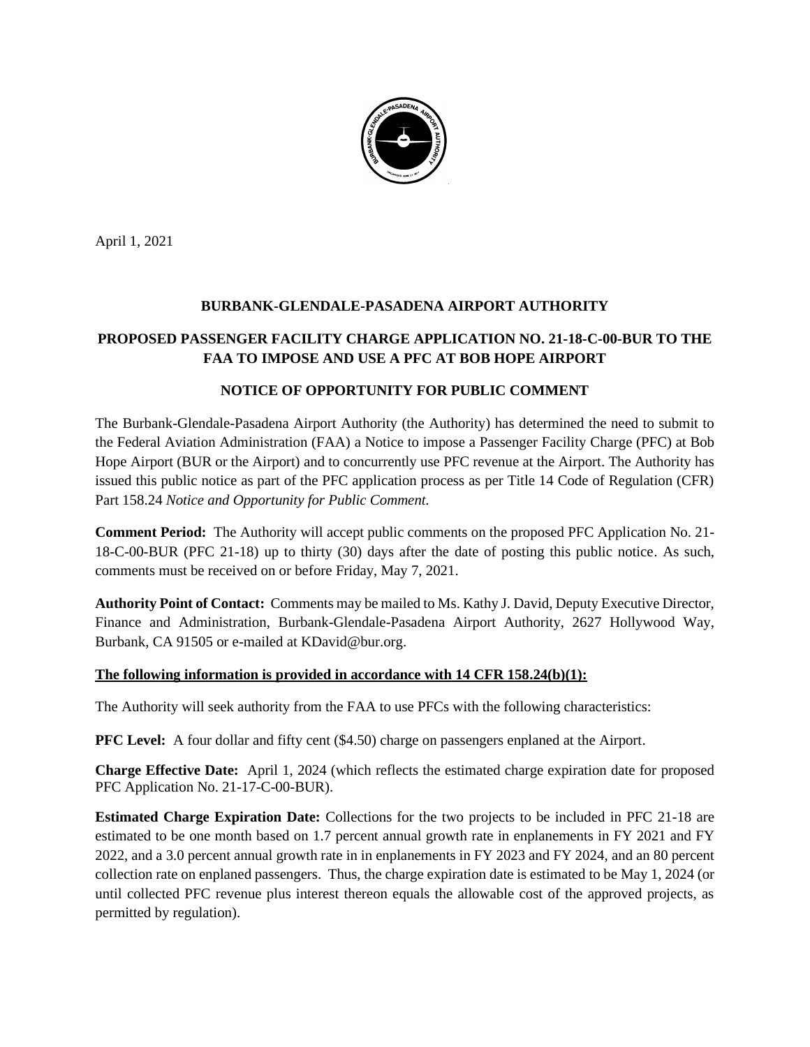April 1, 2021

**BURBANK-GLENDALE-PASADENA AIRPORT AUTHORITY**

**PROPOSED PASSENGER FACILITY CHARGE APPLICATION NO. 21-18-C-00-BUR TO THE FAA TO IMPOSE AND USE A PFC AT BOB HOPE AIRPORT**

**NOTICE OF OPPORTUNITY FOR PUBLIC COMMENT**

The Burbank-Glendale-Pasadena Airport Authority (the Authority) has determined the need to submit to the Federal Aviation Administration (FAA) a Notice to impose a Passenger Facility Charge (PFC) at Bob Hope Airport (BUR or the Airport) and to concurrently use PFC revenue at the Airport. The Authority has issued this public notice as part of the PFC application process as per Title 14 Code of Regulation (CFR) Part 158.24 *Notice and Opportunity for Public Comment.*

**Comment Period:** The Authority will accept public comments on the proposed PFC Application No. 21-18-C-00-BUR (PFC 21-18) up to thirty (30) days after the date of posting this public notice. As such, comments must be received on or before Friday, May 7, 2021.

**Authority Point of Contact:** Comments may be mailed to Ms. Kathy J. David, Deputy Executive Director, Finance and Administration, Burbank-Glendale-Pasadena Airport Authority, 2627 Hollywood Way, Burbank, CA 91505 or e-mailed at KDavid@bur.org.

**<u>The following information is provided in accordance with 14 CFR 158.24(b)(1):</u>**

The Authority will seek authority from the FAA to use PFCs with the following characteristics:

**PFC Level:** A four dollar and fifty cent ($4.50) charge on passengers enplaned at the Airport.

**Charge Effective Date:** April 1, 2024 (which reflects the estimated charge expiration date for proposed PFC Application No. 21-17-C-00-BUR).

**Estimated Charge Expiration Date:** Collections for the two projects to be included in PFC 21-18 are estimated to be one month based on 1.7 percent annual growth rate in enplanements in FY 2021 and FY 2022, and a 3.0 percent annual growth rate in in enplanements in FY 2023 and FY 2024, and an 80 percent collection rate on enplaned passengers. Thus, the charge expiration date is estimated to be May 1, 2024 (or until collected PFC revenue plus interest thereon equals the allowable cost of the approved projects, as permitted by regulation).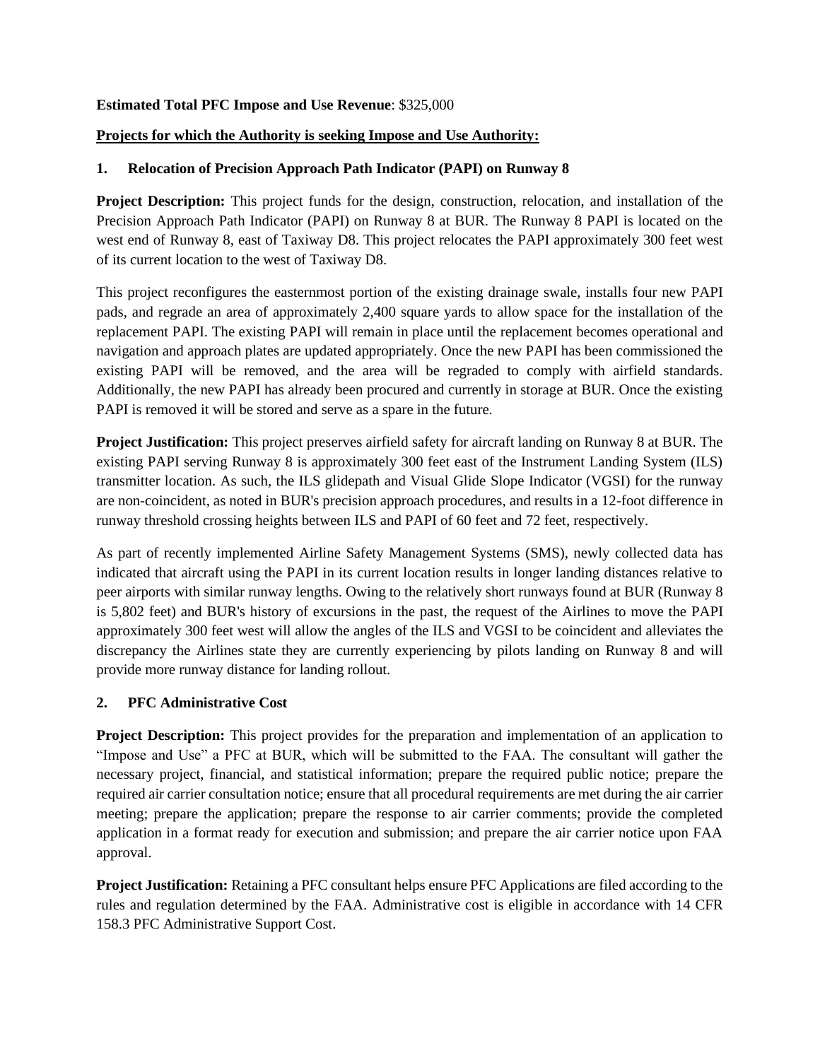**Estimated Total PFC Impose and Use Revenue**: $325,000

**Projects for which the Authority is seeking Impose and Use Authority:**

**1. Relocation of Precision Approach Path Indicator (PAPI) on Runway 8**

**Project Description:** This project funds for the design, construction, relocation, and installation of the Precision Approach Path Indicator (PAPI) on Runway 8 at BUR. The Runway 8 PAPI is located on the west end of Runway 8, east of Taxiway D8. This project relocates the PAPI approximately 300 feet west of its current location to the west of Taxiway D8.

This project reconfigures the easternmost portion of the existing drainage swale, installs four new PAPI pads, and regrade an area of approximately 2,400 square yards to allow space for the installation of the replacement PAPI. The existing PAPI will remain in place until the replacement becomes operational and navigation and approach plates are updated appropriately. Once the new PAPI has been commissioned the existing PAPI will be removed, and the area will be regraded to comply with airfield standards. Additionally, the new PAPI has already been procured and currently in storage at BUR. Once the existing PAPI is removed it will be stored and serve as a spare in the future.

**Project Justification:** This project preserves airfield safety for aircraft landing on Runway 8 at BUR. The existing PAPI serving Runway 8 is approximately 300 feet east of the Instrument Landing System (ILS) transmitter location. As such, the ILS glidepath and Visual Glide Slope Indicator (VGSI) for the runway are non-coincident, as noted in BUR's precision approach procedures, and results in a 12-foot difference in runway threshold crossing heights between ILS and PAPI of 60 feet and 72 feet, respectively.

As part of recently implemented Airline Safety Management Systems (SMS), newly collected data has indicated that aircraft using the PAPI in its current location results in longer landing distances relative to peer airports with similar runway lengths. Owing to the relatively short runways found at BUR (Runway 8 is 5,802 feet) and BUR's history of excursions in the past, the request of the Airlines to move the PAPI approximately 300 feet west will allow the angles of the ILS and VGSI to be coincident and alleviates the discrepancy the Airlines state they are currently experiencing by pilots landing on Runway 8 and will provide more runway distance for landing rollout.

**2. PFC Administrative Cost**

**Project Description:** This project provides for the preparation and implementation of an application to "Impose and Use" a PFC at BUR, which will be submitted to the FAA. The consultant will gather the necessary project, financial, and statistical information; prepare the required public notice; prepare the required air carrier consultation notice; ensure that all procedural requirements are met during the air carrier meeting; prepare the application; prepare the response to air carrier comments; provide the completed application in a format ready for execution and submission; and prepare the air carrier notice upon FAA approval.

**Project Justification:** Retaining a PFC consultant helps ensure PFC Applications are filed according to the rules and regulation determined by the FAA. Administrative cost is eligible in accordance with 14 CFR 158.3 PFC Administrative Support Cost.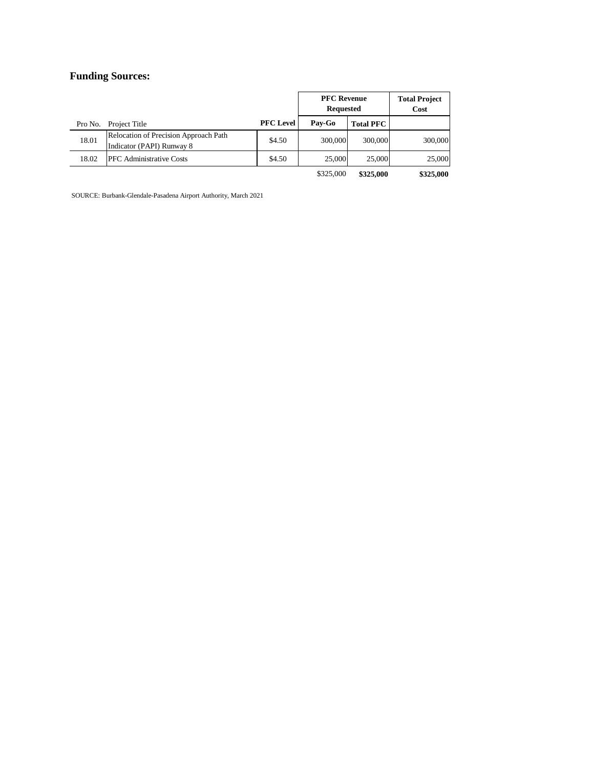## Funding Sources:

| | | | PFC Revenue Requested | | Total Project Cost |
|---|---|---|---|---|---|
| Pro No. | Project Title | PFC Level | Pay-Go | Total PFC | |
| 18.01 | Relocation of Precision Approach Path Indicator (PAPI) Runway 8 | $4.50 | 300,000 | 300,000 | 300,000 |
| 18.02 | PFC Administrative Costs | $4.50 | 25,000 | 25,000 | 25,000 |
| | | | $325,000 | **$325,000** | **$325,000** |

SOURCE: Burbank-Glendale-Pasadena Airport Authority, March 2021